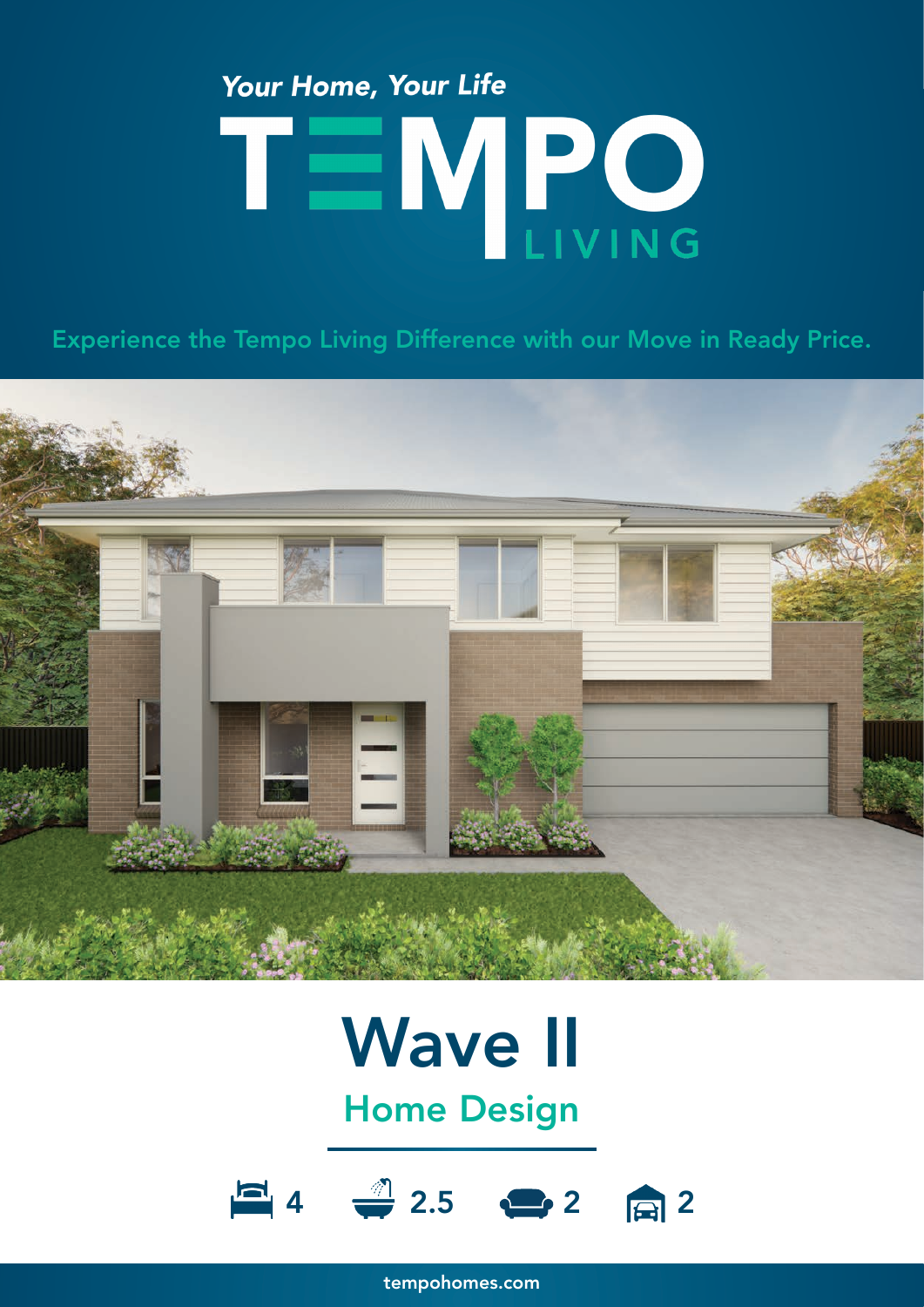*Your Home, Your Life*

# TEMPO LIVING

Experience the Tempo Living Difference with our Move in Ready Price.

# Wave II

## Home Design

4 | 2.5 | 2 | 2

tempohomes.com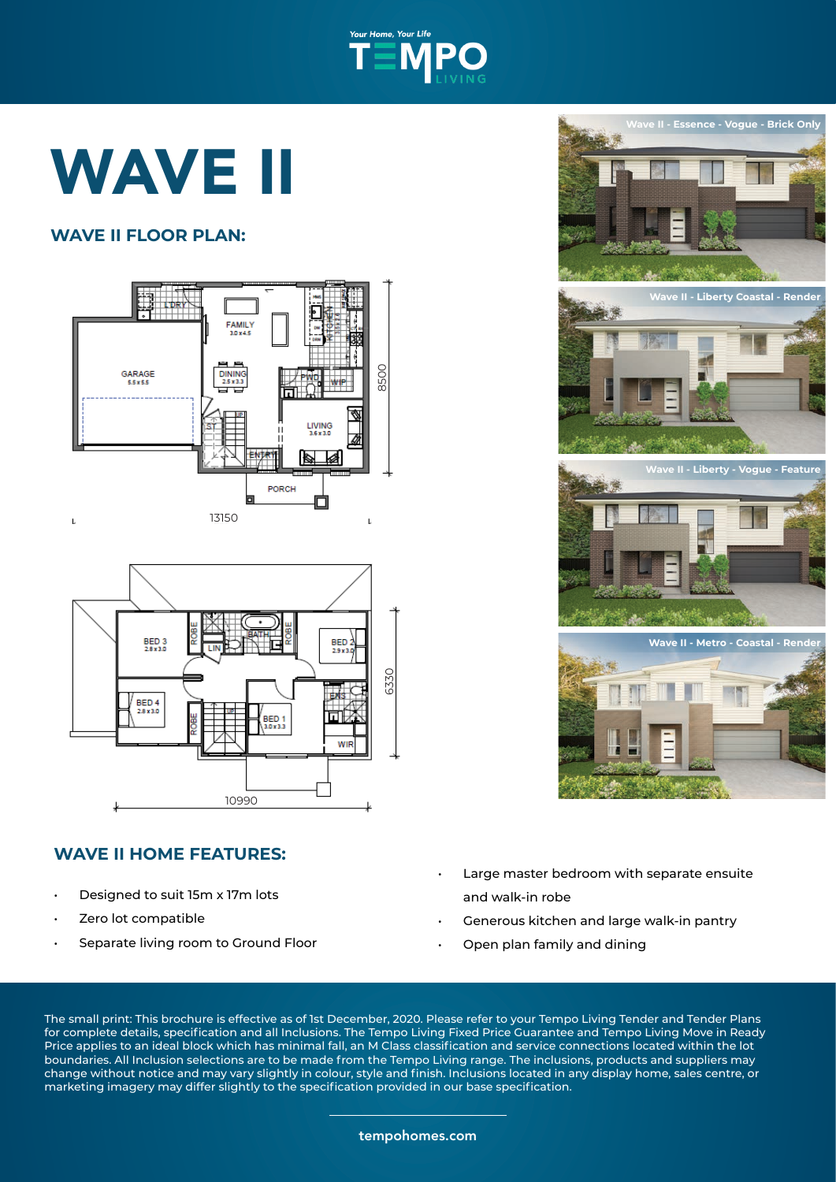Your Home, Your Life

TEMPO LIVING

# WAVE II

## WAVE II FLOOR PLAN:

L'DRY
FAMILY
3.0 x 4.5
GARAGE
5.5 x 5.5
DINING
2.5 x 3.3
PWD
WIP
LIVING
3.6 x 3.0
ENTRY
PORCH
8500
13150

BED 3
2.8 x 3.0
ROBE
LIN
BATH
ROBE
BED 2
2.9 x 3.0
BED 4
2.8 x 3.0
ROBE
BED 1
3.0 x 3.3
ENS
WIR
6330
10990

Wave II - Essence - Vogue - Brick Only

Wave II - Liberty Coastal - Render

Wave II - Liberty - Vogue - Feature

Wave II - Metro - Coastal - Render

## WAVE II HOME FEATURES:

- Designed to suit 15m x 17m lots
- Zero lot compatible
- Separate living room to Ground Floor
- Large master bedroom with separate ensuite and walk-in robe
- Generous kitchen and large walk-in pantry
- Open plan family and dining

The small print: This brochure is effective as of 1st December, 2020. Please refer to your Tempo Living Tender and Tender Plans for complete details, specification and all Inclusions. The Tempo Living Fixed Price Guarantee and Tempo Living Move in Ready Price applies to an ideal block which has minimal fall, an M Class classification and service connections located within the lot boundaries. All Inclusion selections are to be made from the Tempo Living range. The inclusions, products and suppliers may change without notice and may vary slightly in colour, style and finish. Inclusions located in any display home, sales centre, or marketing imagery may differ slightly to the specification provided in our base specification.

tempohomes.com